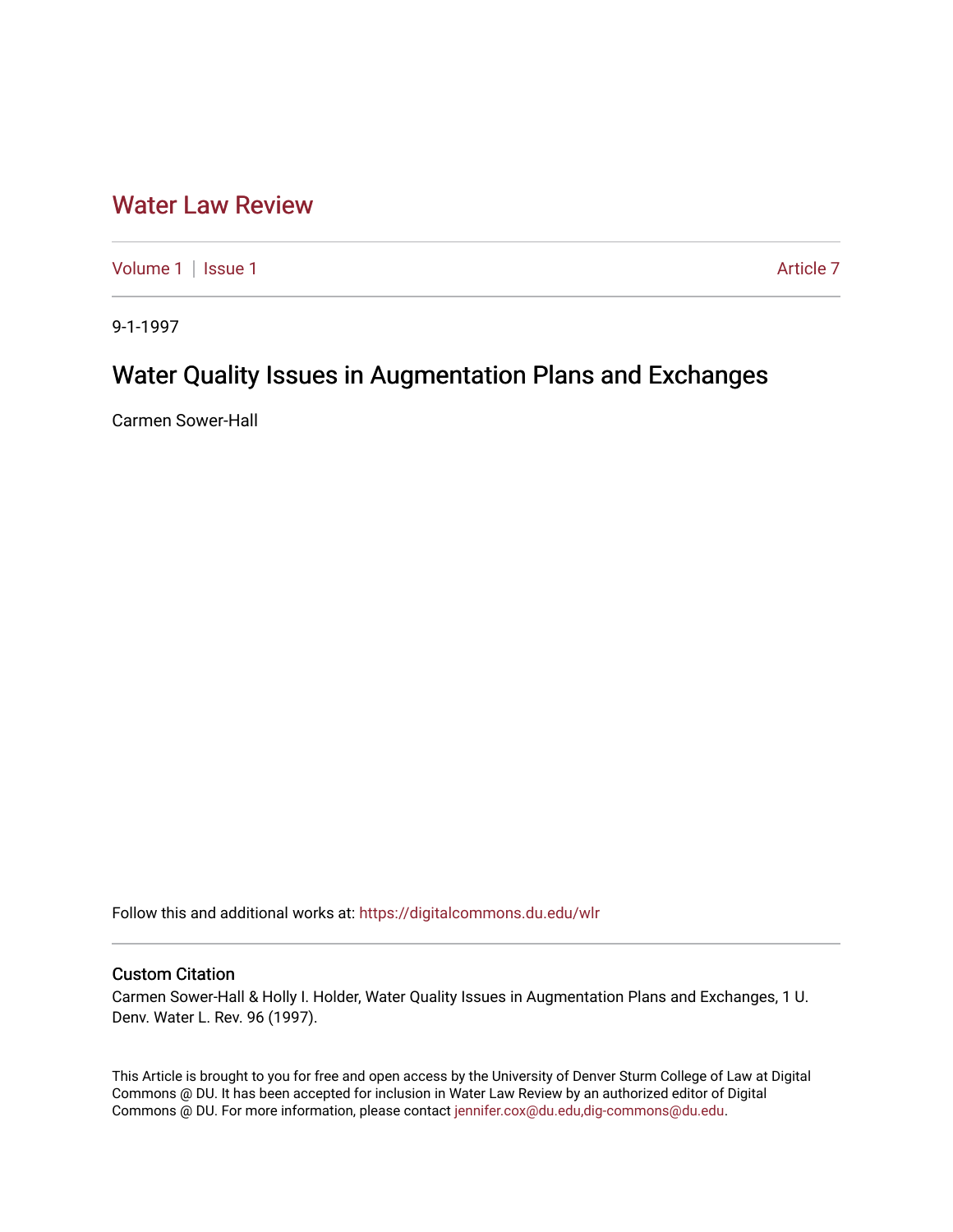# Water Law Review

Volume 1 | Issue 1 | Article 7

9-1-1997

## Water Quality Issues in Augmentation Plans and Exchanges

Carmen Sower-Hall

Follow this and additional works at: https://digitalcommons.du.edu/wlr

### Custom Citation

Carmen Sower-Hall & Holly I. Holder, Water Quality Issues in Augmentation Plans and Exchanges, 1 U. Denv. Water L. Rev. 96 (1997).

This Article is brought to you for free and open access by the University of Denver Sturm College of Law at Digital Commons @ DU. It has been accepted for inclusion in Water Law Review by an authorized editor of Digital Commons @ DU. For more information, please contact jennifer.cox@du.edu,dig-commons@du.edu.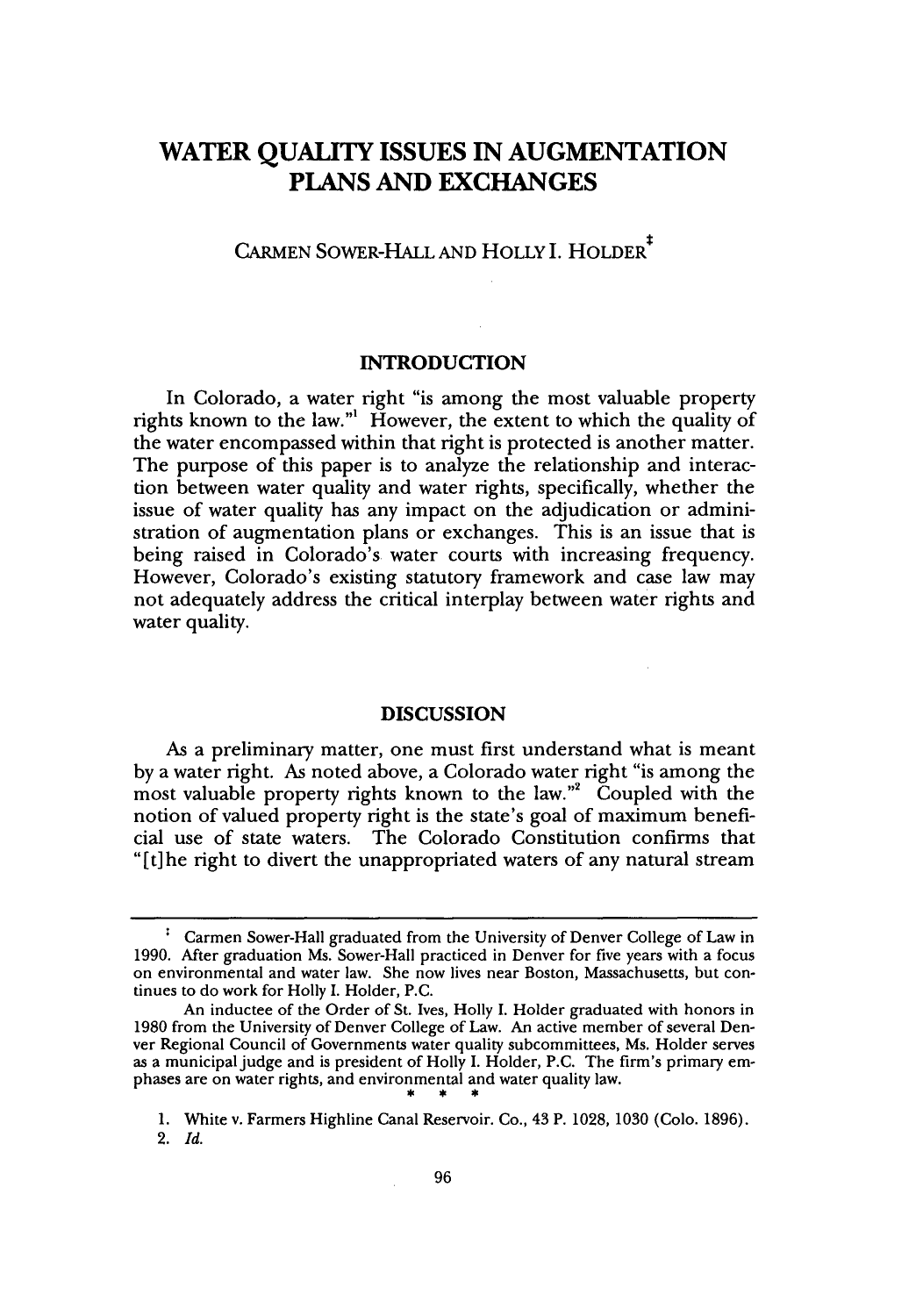# WATER QUALITY ISSUES IN AUGMENTATION PLANS AND EXCHANGES

CARMEN SOWER-HALL AND HOLLY I. HOLDER[‡]

## INTRODUCTION

In Colorado, a water right "is among the most valuable property rights known to the law."[1] However, the extent to which the quality of the water encompassed within that right is protected is another matter. The purpose of this paper is to analyze the relationship and interaction between water quality and water rights, specifically, whether the issue of water quality has any impact on the adjudication or administration of augmentation plans or exchanges. This is an issue that is being raised in Colorado's water courts with increasing frequency. However, Colorado's existing statutory framework and case law may not adequately address the critical interplay between water rights and water quality.

## DISCUSSION

As a preliminary matter, one must first understand what is meant by a water right. As noted above, a Colorado water right "is among the most valuable property rights known to the law."[2] Coupled with the notion of valued property right is the state's goal of maximum beneficial use of state waters. The Colorado Constitution confirms that "[t]he right to divert the unappropriated waters of any natural stream

---

[‡] Carmen Sower-Hall graduated from the University of Denver College of Law in 1990. After graduation Ms. Sower-Hall practiced in Denver for five years with a focus on environmental and water law. She now lives near Boston, Massachusetts, but continues to do work for Holly I. Holder, P.C.

An inductee of the Order of St. Ives, Holly I. Holder graduated with honors in 1980 from the University of Denver College of Law. An active member of several Denver Regional Council of Governments water quality subcommittees, Ms. Holder serves as a municipal judge and is president of Holly I. Holder, P.C. The firm's primary emphases are on water rights, and environmental and water quality law.

\* \* \*

1. White v. Farmers Highline Canal Reservoir. Co., 43 P. 1028, 1030 (Colo. 1896).
2. *Id.*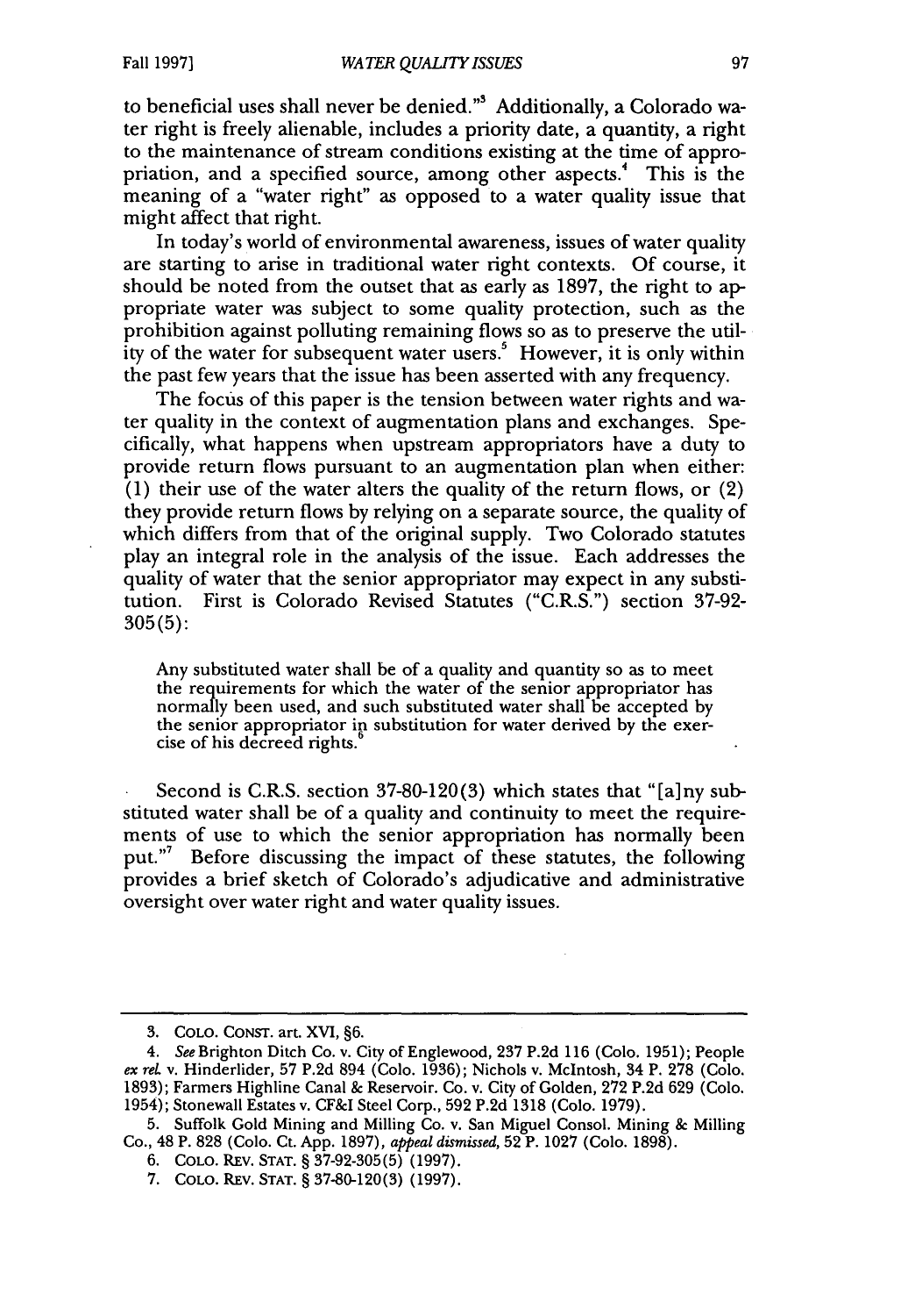to beneficial uses shall never be denied."[3] Additionally, a Colorado water right is freely alienable, includes a priority date, a quantity, a right to the maintenance of stream conditions existing at the time of appropriation, and a specified source, among other aspects.[4] This is the meaning of a "water right" as opposed to a water quality issue that might affect that right.

In today's world of environmental awareness, issues of water quality are starting to arise in traditional water right contexts. Of course, it should be noted from the outset that as early as 1897, the right to appropriate water was subject to some quality protection, such as the prohibition against polluting remaining flows so as to preserve the utility of the water for subsequent water users.[5] However, it is only within the past few years that the issue has been asserted with any frequency.

The focus of this paper is the tension between water rights and water quality in the context of augmentation plans and exchanges. Specifically, what happens when upstream appropriators have a duty to provide return flows pursuant to an augmentation plan when either: (1) their use of the water alters the quality of the return flows, or (2) they provide return flows by relying on a separate source, the quality of which differs from that of the original supply. Two Colorado statutes play an integral role in the analysis of the issue. Each addresses the quality of water that the senior appropriator may expect in any substitution. First is Colorado Revised Statutes ("C.R.S.") section 37-92-305(5):

> Any substituted water shall be of a quality and quantity so as to meet the requirements for which the water of the senior appropriator has normally been used, and such substituted water shall be accepted by the senior appropriator in substitution for water derived by the exercise of his decreed rights.[6]

Second is C.R.S. section 37-80-120(3) which states that "[a]ny substituted water shall be of a quality and continuity to meet the requirements of use to which the senior appropriation has normally been put."[7] Before discussing the impact of these statutes, the following provides a brief sketch of Colorado's adjudicative and administrative oversight over water right and water quality issues.

---

3. COLO. CONST. art. XVI, §6.

4. *See* Brighton Ditch Co. v. City of Englewood, 237 P.2d 116 (Colo. 1951); People *ex rel.* v. Hinderlider, 57 P.2d 894 (Colo. 1936); Nichols v. McIntosh, 34 P. 278 (Colo. 1893); Farmers Highline Canal & Reservoir. Co. v. City of Golden, 272 P.2d 629 (Colo. 1954); Stonewall Estates v. CF&I Steel Corp., 592 P.2d 1318 (Colo. 1979).

5. Suffolk Gold Mining and Milling Co. v. San Miguel Consol. Mining & Milling Co., 48 P. 828 (Colo. Ct. App. 1897), *appeal dismissed*, 52 P. 1027 (Colo. 1898).

6. COLO. REV. STAT. § 37-92-305(5) (1997).

7. COLO. REV. STAT. § 37-80-120(3) (1997).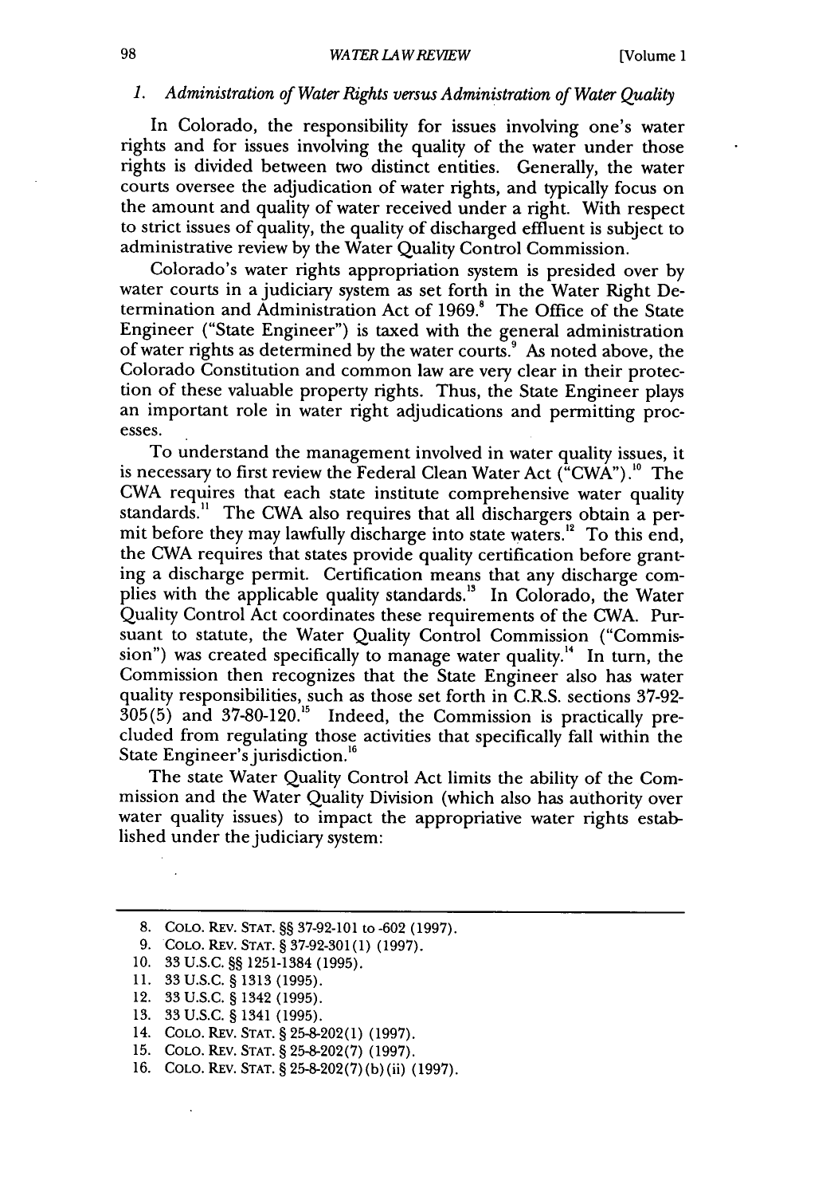### 1. *Administration of Water Rights versus Administration of Water Quality*

In Colorado, the responsibility for issues involving one's water rights and for issues involving the quality of the water under those rights is divided between two distinct entities. Generally, the water courts oversee the adjudication of water rights, and typically focus on the amount and quality of water received under a right. With respect to strict issues of quality, the quality of discharged effluent is subject to administrative review by the Water Quality Control Commission.

Colorado's water rights appropriation system is presided over by water courts in a judiciary system as set forth in the Water Right Determination and Administration Act of 1969.[8] The Office of the State Engineer ("State Engineer") is taxed with the general administration of water rights as determined by the water courts.[9] As noted above, the Colorado Constitution and common law are very clear in their protection of these valuable property rights. Thus, the State Engineer plays an important role in water right adjudications and permitting processes.

To understand the management involved in water quality issues, it is necessary to first review the Federal Clean Water Act ("CWA").[10] The CWA requires that each state institute comprehensive water quality standards.[11] The CWA also requires that all dischargers obtain a permit before they may lawfully discharge into state waters.[12] To this end, the CWA requires that states provide quality certification before granting a discharge permit. Certification means that any discharge complies with the applicable quality standards.[13] In Colorado, the Water Quality Control Act coordinates these requirements of the CWA. Pursuant to statute, the Water Quality Control Commission ("Commission") was created specifically to manage water quality.[14] In turn, the Commission then recognizes that the State Engineer also has water quality responsibilities, such as those set forth in C.R.S. sections 37-92-305(5) and 37-80-120.[15] Indeed, the Commission is practically precluded from regulating those activities that specifically fall within the State Engineer's jurisdiction.[16]

The state Water Quality Control Act limits the ability of the Commission and the Water Quality Division (which also has authority over water quality issues) to impact the appropriative water rights established under the judiciary system:

---

8. COLO. REV. STAT. §§ 37-92-101 to -602 (1997).
9. COLO. REV. STAT. § 37-92-301(1) (1997).
10. 33 U.S.C. §§ 1251-1384 (1995).
11. 33 U.S.C. § 1313 (1995).
12. 33 U.S.C. § 1342 (1995).
13. 33 U.S.C. § 1341 (1995).
14. COLO. REV. STAT. § 25-8-202(1) (1997).
15. COLO. REV. STAT. § 25-8-202(7) (1997).
16. COLO. REV. STAT. § 25-8-202(7)(b)(ii) (1997).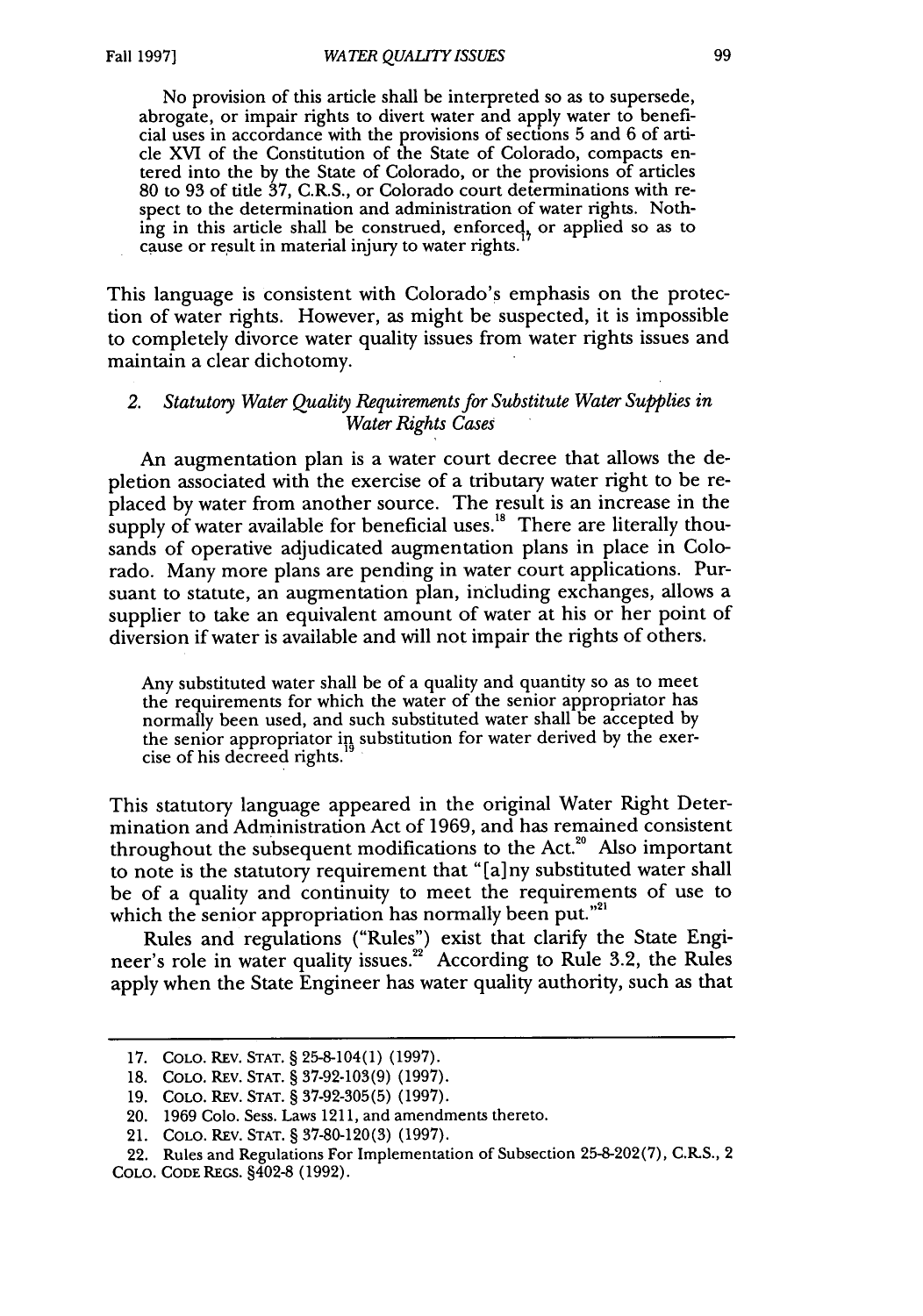> No provision of this article shall be interpreted so as to supersede, abrogate, or impair rights to divert water and apply water to beneficial uses in accordance with the provisions of sections 5 and 6 of article XVI of the Constitution of the State of Colorado, compacts entered into the by the State of Colorado, or the provisions of articles 80 to 93 of title 37, C.R.S., or Colorado court determinations with respect to the determination and administration of water rights. Nothing in this article shall be construed, enforced, or applied so as to cause or result in material injury to water rights.[17]

This language is consistent with Colorado's emphasis on the protection of water rights. However, as might be suspected, it is impossible to completely divorce water quality issues from water rights issues and maintain a clear dichotomy.

### 2. *Statutory Water Quality Requirements for Substitute Water Supplies in Water Rights Cases*

An augmentation plan is a water court decree that allows the depletion associated with the exercise of a tributary water right to be replaced by water from another source. The result is an increase in the supply of water available for beneficial uses.[18] There are literally thousands of operative adjudicated augmentation plans in place in Colorado. Many more plans are pending in water court applications. Pursuant to statute, an augmentation plan, including exchanges, allows a supplier to take an equivalent amount of water at his or her point of diversion if water is available and will not impair the rights of others.

> Any substituted water shall be of a quality and quantity so as to meet the requirements for which the water of the senior appropriator has normally been used, and such substituted water shall be accepted by the senior appropriator in substitution for water derived by the exercise of his decreed rights.[19]

This statutory language appeared in the original Water Right Determination and Administration Act of 1969, and has remained consistent throughout the subsequent modifications to the Act.[20] Also important to note is the statutory requirement that "[a]ny substituted water shall be of a quality and continuity to meet the requirements of use to which the senior appropriation has normally been put."[21]

Rules and regulations ("Rules") exist that clarify the State Engineer's role in water quality issues.[22] According to Rule 3.2, the Rules apply when the State Engineer has water quality authority, such as that

---

17. COLO. REV. STAT. § 25-8-104(1) (1997).
18. COLO. REV. STAT. § 37-92-103(9) (1997).
19. COLO. REV. STAT. § 37-92-305(5) (1997).
20. 1969 Colo. Sess. Laws 1211, and amendments thereto.
21. COLO. REV. STAT. § 37-80-120(3) (1997).
22. Rules and Regulations For Implementation of Subsection 25-8-202(7), C.R.S., 2 COLO. CODE REGS. §402-8 (1992).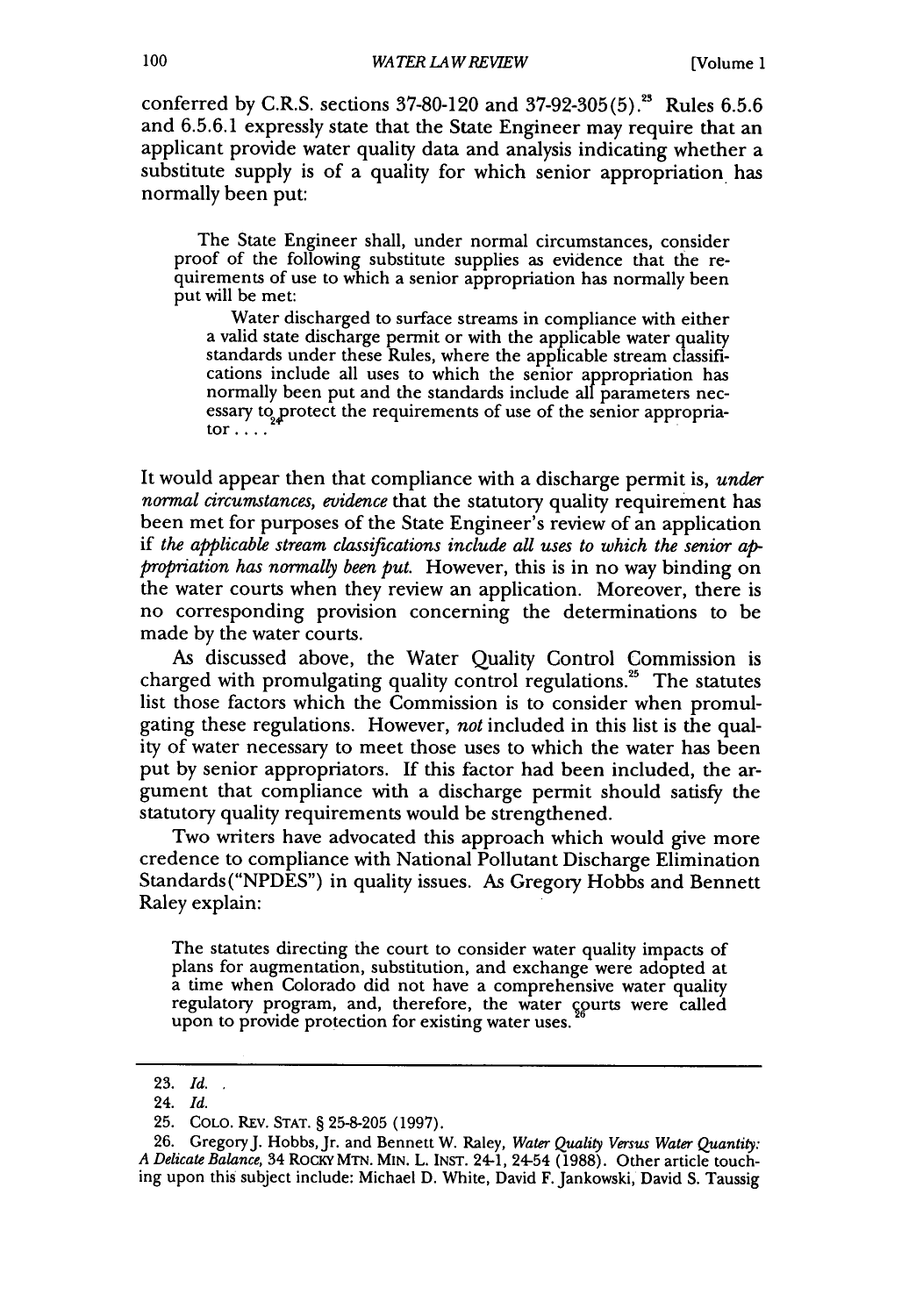conferred by C.R.S. sections 37-80-120 and 37-92-305(5).[23] Rules 6.5.6 and 6.5.6.1 expressly state that the State Engineer may require that an applicant provide water quality data and analysis indicating whether a substitute supply is of a quality for which senior appropriation has normally been put:

> The State Engineer shall, under normal circumstances, consider proof of the following substitute supplies as evidence that the requirements of use to which a senior appropriation has normally been put will be met:
>
> Water discharged to surface streams in compliance with either a valid state discharge permit or with the applicable water quality standards under these Rules, where the applicable stream classifications include all uses to which the senior appropriation has normally been put and the standards include all parameters necessary to protect the requirements of use of the senior appropriator . . . .[24]

It would appear then that compliance with a discharge permit is, *under normal circumstances, evidence* that the statutory quality requirement has been met for purposes of the State Engineer's review of an application if *the applicable stream classifications include all uses to which the senior appropriation has normally been put.* However, this is in no way binding on the water courts when they review an application. Moreover, there is no corresponding provision concerning the determinations to be made by the water courts.

As discussed above, the Water Quality Control Commission is charged with promulgating quality control regulations.[25] The statutes list those factors which the Commission is to consider when promulgating these regulations. However, *not* included in this list is the quality of water necessary to meet those uses to which the water has been put by senior appropriators. If this factor had been included, the argument that compliance with a discharge permit should satisfy the statutory quality requirements would be strengthened.

Two writers have advocated this approach which would give more credence to compliance with National Pollutant Discharge Elimination Standards("NPDES") in quality issues. As Gregory Hobbs and Bennett Raley explain:

> The statutes directing the court to consider water quality impacts of plans for augmentation, substitution, and exchange were adopted at a time when Colorado did not have a comprehensive water quality regulatory program, and, therefore, the water courts were called upon to provide protection for existing water uses.[26]

---

23. *Id.*

24. *Id.*

25. COLO. REV. STAT. § 25-8-205 (1997).

26. Gregory J. Hobbs, Jr. and Bennett W. Raley, *Water Quality Versus Water Quantity: A Delicate Balance*, 34 ROCKY MTN. MIN. L. INST. 24-1, 24-54 (1988). Other article touching upon this subject include: Michael D. White, David F. Jankowski, David S. Taussig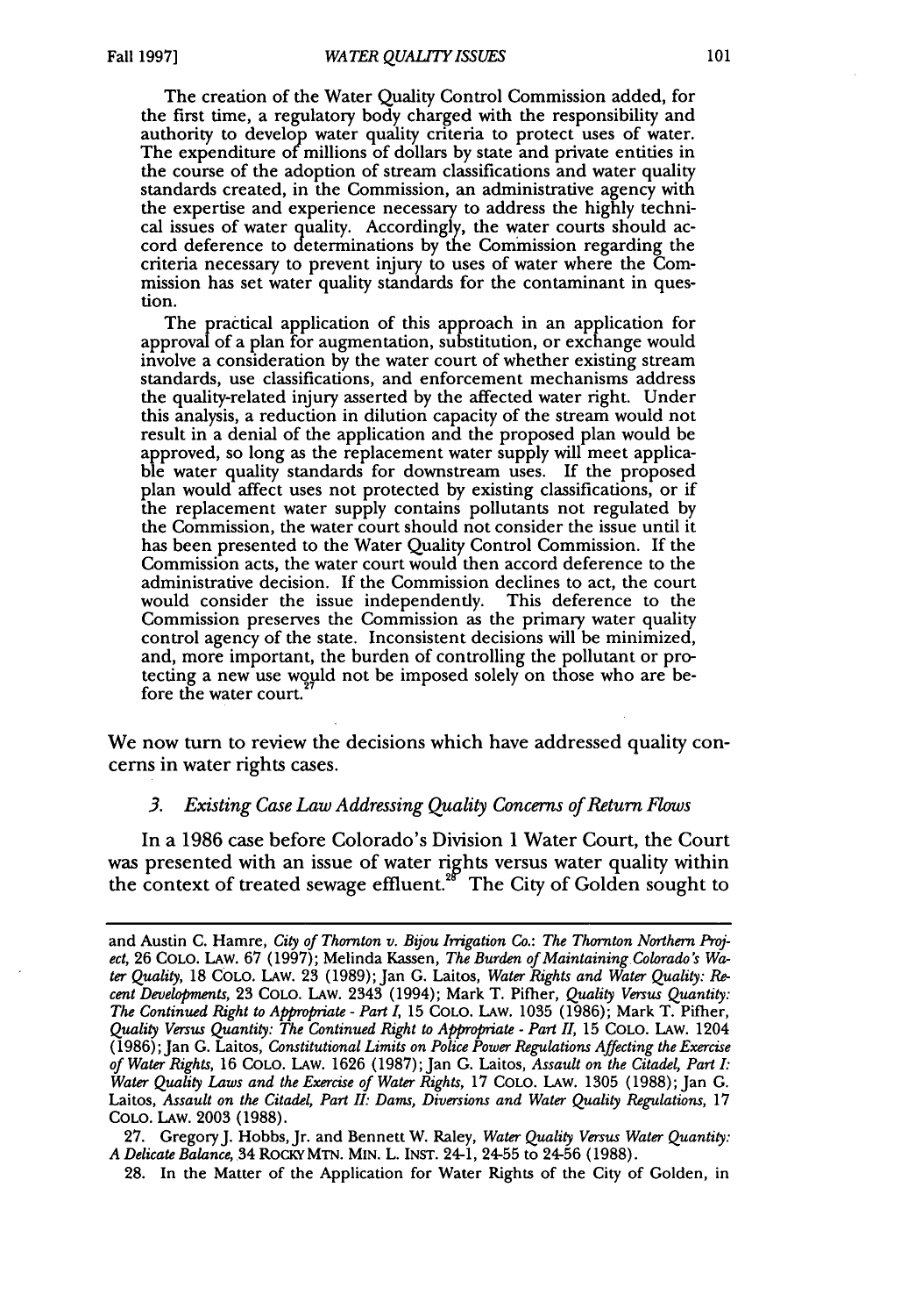> The creation of the Water Quality Control Commission added, for the first time, a regulatory body charged with the responsibility and authority to develop water quality criteria to protect uses of water. The expenditure of millions of dollars by state and private entities in the course of the adoption of stream classifications and water quality standards created, in the Commission, an administrative agency with the expertise and experience necessary to address the highly technical issues of water quality. Accordingly, the water courts should accord deference to determinations by the Commission regarding the criteria necessary to prevent injury to uses of water where the Commission has set water quality standards for the contaminant in question.
>
> The practical application of this approach in an application for approval of a plan for augmentation, substitution, or exchange would involve a consideration by the water court of whether existing stream standards, use classifications, and enforcement mechanisms address the quality-related injury asserted by the affected water right. Under this analysis, a reduction in dilution capacity of the stream would not result in a denial of the application and the proposed plan would be approved, so long as the replacement water supply will meet applicable water quality standards for downstream uses. If the proposed plan would affect uses not protected by existing classifications, or if the replacement water supply contains pollutants not regulated by the Commission, the water court should not consider the issue until it has been presented to the Water Quality Control Commission. If the Commission acts, the water court would then accord deference to the administrative decision. If the Commission declines to act, the court would consider the issue independently. This deference to the Commission preserves the Commission as the primary water quality control agency of the state. Inconsistent decisions will be minimized, and, more important, the burden of controlling the pollutant or protecting a new use would not be imposed solely on those who are before the water court.[27]

We now turn to review the decisions which have addressed quality concerns in water rights cases.

### 3. *Existing Case Law Addressing Quality Concerns of Return Flows*

In a 1986 case before Colorado's Division 1 Water Court, the Court was presented with an issue of water rights versus water quality within the context of treated sewage effluent.[28] The City of Golden sought to

---

and Austin C. Hamre, *City of Thornton v. Bijou Irrigation Co.: The Thornton Northern Project*, 26 COLO. LAW. 67 (1997); Melinda Kassen, *The Burden of Maintaining Colorado's Water Quality*, 18 COLO. LAW. 23 (1989); Jan G. Laitos, *Water Rights and Water Quality: Recent Developments*, 23 COLO. LAW. 2343 (1994); Mark T. Pifher, *Quality Versus Quantity: The Continued Right to Appropriate - Part I*, 15 COLO. LAW. 1035 (1986); Mark T. Pifher, *Quality Versus Quantity: The Continued Right to Appropriate - Part II*, 15 COLO. LAW. 1204 (1986); Jan G. Laitos, *Constitutional Limits on Police Power Regulations Affecting the Exercise of Water Rights*, 16 COLO. LAW. 1626 (1987); Jan G. Laitos, *Assault on the Citadel, Part I: Water Quality Laws and the Exercise of Water Rights*, 17 COLO. LAW. 1305 (1988); Jan G. Laitos, *Assault on the Citadel, Part II: Dams, Diversions and Water Quality Regulations*, 17 COLO. LAW. 2003 (1988).

27. Gregory J. Hobbs, Jr. and Bennett W. Raley, *Water Quality Versus Water Quantity: A Delicate Balance*, 34 ROCKY MTN. MIN. L. INST. 24-1, 24-55 to 24-56 (1988).

28. In the Matter of the Application for Water Rights of the City of Golden, in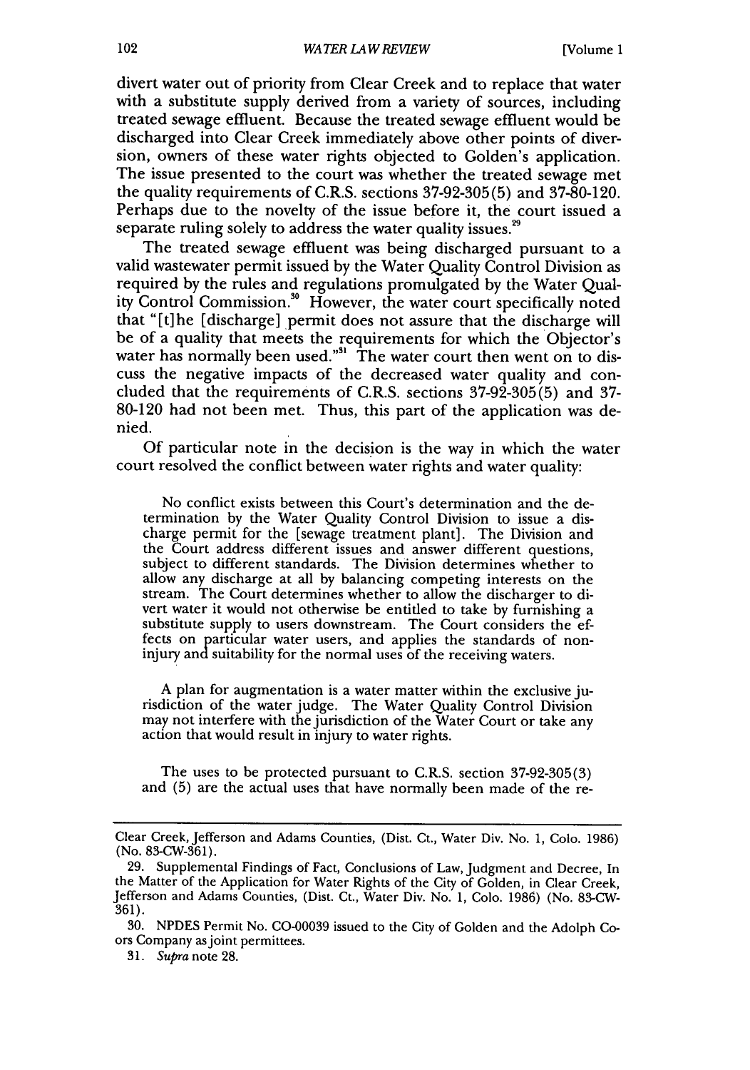divert water out of priority from Clear Creek and to replace that water with a substitute supply derived from a variety of sources, including treated sewage effluent. Because the treated sewage effluent would be discharged into Clear Creek immediately above other points of diversion, owners of these water rights objected to Golden's application. The issue presented to the court was whether the treated sewage met the quality requirements of C.R.S. sections 37-92-305(5) and 37-80-120. Perhaps due to the novelty of the issue before it, the court issued a separate ruling solely to address the water quality issues.[29]

The treated sewage effluent was being discharged pursuant to a valid wastewater permit issued by the Water Quality Control Division as required by the rules and regulations promulgated by the Water Quality Control Commission.[30] However, the water court specifically noted that "[t]he [discharge] permit does not assure that the discharge will be of a quality that meets the requirements for which the Objector's water has normally been used."[31] The water court then went on to discuss the negative impacts of the decreased water quality and concluded that the requirements of C.R.S. sections 37-92-305(5) and 37-80-120 had not been met. Thus, this part of the application was denied.

Of particular note in the decision is the way in which the water court resolved the conflict between water rights and water quality:

> No conflict exists between this Court's determination and the determination by the Water Quality Control Division to issue a discharge permit for the [sewage treatment plant]. The Division and the Court address different issues and answer different questions, subject to different standards. The Division determines whether to allow any discharge at all by balancing competing interests on the stream. The Court determines whether to allow the discharger to divert water it would not otherwise be entitled to take by furnishing a substitute supply to users downstream. The Court considers the effects on particular water users, and applies the standards of non-injury and suitability for the normal uses of the receiving waters.
>
> A plan for augmentation is a water matter within the exclusive jurisdiction of the water judge. The Water Quality Control Division may not interfere with the jurisdiction of the Water Court or take any action that would result in injury to water rights.
>
> The uses to be protected pursuant to C.R.S. section 37-92-305(3) and (5) are the actual uses that have normally been made of the re-

---

Clear Creek, Jefferson and Adams Counties, (Dist. Ct., Water Div. No. 1, Colo. 1986) (No. 83-CW-361).

29. Supplemental Findings of Fact, Conclusions of Law, Judgment and Decree, In the Matter of the Application for Water Rights of the City of Golden, in Clear Creek, Jefferson and Adams Counties, (Dist. Ct., Water Div. No. 1, Colo. 1986) (No. 83-CW-361).

30. NPDES Permit No. CO-00039 issued to the City of Golden and the Adolph Coors Company as joint permittees.

31. *Supra* note 28.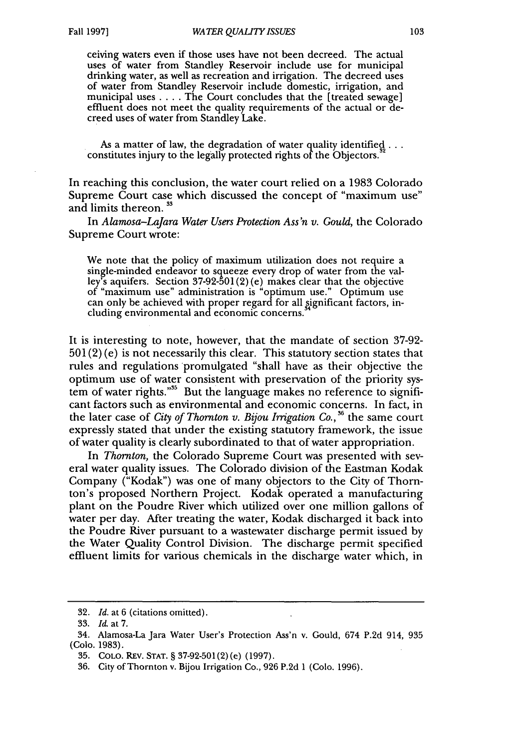ceiving waters even if those uses have not been decreed. The actual uses of water from Standley Reservoir include use for municipal drinking water, as well as recreation and irrigation. The decreed uses of water from Standley Reservoir include domestic, irrigation, and municipal uses . . . . The Court concludes that the [treated sewage] effluent does not meet the quality requirements of the actual or decreed uses of water from Standley Lake.

> As a matter of law, the degradation of water quality identified . . . constitutes injury to the legally protected rights of the Objectors.[32]

In reaching this conclusion, the water court relied on a 1983 Colorado Supreme Court case which discussed the concept of "maximum use" and limits thereon.[33]

In *Alamosa–LaJara Water Users Protection Ass'n v. Gould*, the Colorado Supreme Court wrote:

> We note that the policy of maximum utilization does not require a single-minded endeavor to squeeze every drop of water from the valley's aquifers. Section 37-92-501(2)(e) makes clear that the objective of "maximum use" administration is "optimum use." Optimum use can only be achieved with proper regard for all significant factors, including environmental and economic concerns.[34]

It is interesting to note, however, that the mandate of section 37-92-501(2)(e) is not necessarily this clear. This statutory section states that rules and regulations promulgated "shall have as their objective the optimum use of water consistent with preservation of the priority system of water rights."[35] But the language makes no reference to significant factors such as environmental and economic concerns. In fact, in the later case of *City of Thornton v. Bijou Irrigation Co.*,[36] the same court expressly stated that under the existing statutory framework, the issue of water quality is clearly subordinated to that of water appropriation.

In *Thornton*, the Colorado Supreme Court was presented with several water quality issues. The Colorado division of the Eastman Kodak Company ("Kodak") was one of many objectors to the City of Thornton's proposed Northern Project. Kodak operated a manufacturing plant on the Poudre River which utilized over one million gallons of water per day. After treating the water, Kodak discharged it back into the Poudre River pursuant to a wastewater discharge permit issued by the Water Quality Control Division. The discharge permit specified effluent limits for various chemicals in the discharge water which, in

---

32. *Id.* at 6 (citations omitted).

33. *Id.* at 7.

34. Alamosa-La Jara Water User's Protection Ass'n v. Gould, 674 P.2d 914, 935 (Colo. 1983).

35. COLO. REV. STAT. § 37-92-501(2)(e) (1997).

36. City of Thornton v. Bijou Irrigation Co., 926 P.2d 1 (Colo. 1996).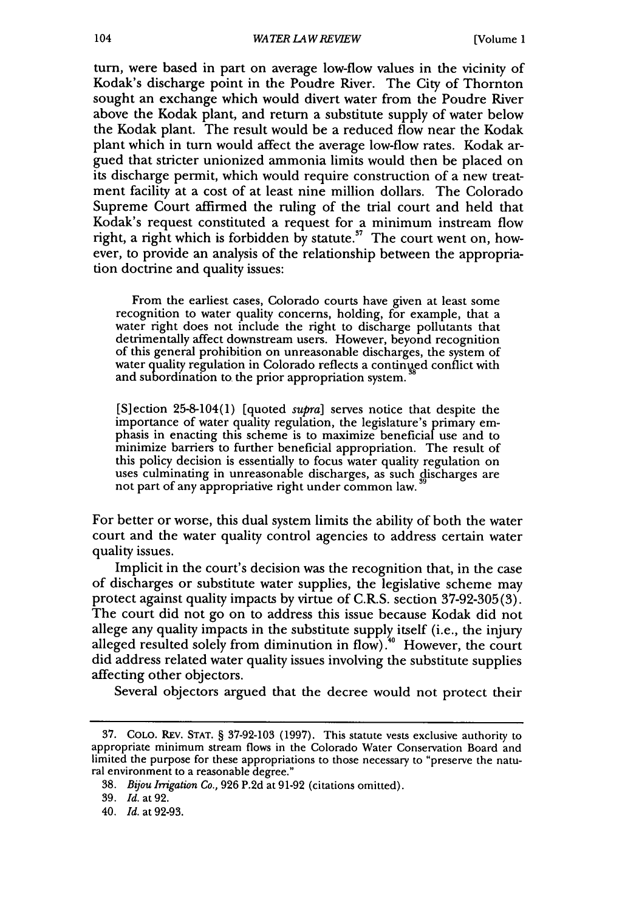turn, were based in part on average low-flow values in the vicinity of Kodak's discharge point in the Poudre River. The City of Thornton sought an exchange which would divert water from the Poudre River above the Kodak plant, and return a substitute supply of water below the Kodak plant. The result would be a reduced flow near the Kodak plant which in turn would affect the average low-flow rates. Kodak argued that stricter unionized ammonia limits would then be placed on its discharge permit, which would require construction of a new treatment facility at a cost of at least nine million dollars. The Colorado Supreme Court affirmed the ruling of the trial court and held that Kodak's request constituted a request for a minimum instream flow right, a right which is forbidden by statute.[37] The court went on, however, to provide an analysis of the relationship between the appropriation doctrine and quality issues:

> From the earliest cases, Colorado courts have given at least some recognition to water quality concerns, holding, for example, that a water right does not include the right to discharge pollutants that detrimentally affect downstream users. However, beyond recognition of this general prohibition on unreasonable discharges, the system of water quality regulation in Colorado reflects a continued conflict with and subordination to the prior appropriation system.[38]
>
> [S]ection 25-8-104(1) [quoted *supra*] serves notice that despite the importance of water quality regulation, the legislature's primary emphasis in enacting this scheme is to maximize beneficial use and to minimize barriers to further beneficial appropriation. The result of this policy decision is essentially to focus water quality regulation on uses culminating in unreasonable discharges, as such discharges are not part of any appropriative right under common law.[39]

For better or worse, this dual system limits the ability of both the water court and the water quality control agencies to address certain water quality issues.

Implicit in the court's decision was the recognition that, in the case of discharges or substitute water supplies, the legislative scheme may protect against quality impacts by virtue of C.R.S. section 37-92-305(3). The court did not go on to address this issue because Kodak did not allege any quality impacts in the substitute supply itself (i.e., the injury alleged resulted solely from diminution in flow).[40] However, the court did address related water quality issues involving the substitute supplies affecting other objectors.

Several objectors argued that the decree would not protect their

---

37. COLO. REV. STAT. § 37-92-103 (1997). This statute vests exclusive authority to appropriate minimum stream flows in the Colorado Water Conservation Board and limited the purpose for these appropriations to those necessary to "preserve the natural environment to a reasonable degree."

38. *Bijou Irrigation Co.*, 926 P.2d at 91-92 (citations omitted).

39. *Id.* at 92.

40. *Id.* at 92-93.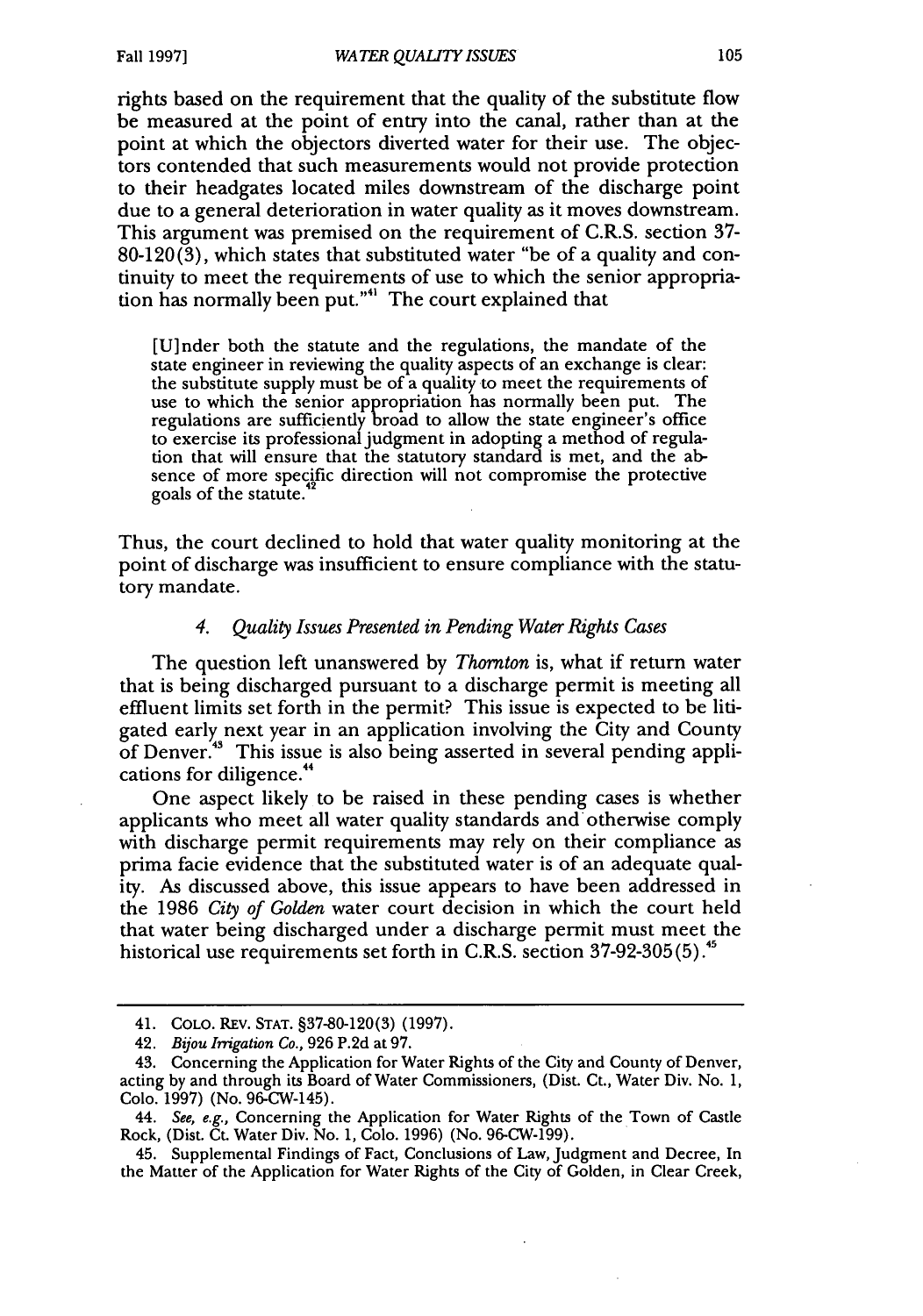rights based on the requirement that the quality of the substitute flow be measured at the point of entry into the canal, rather than at the point at which the objectors diverted water for their use. The objectors contended that such measurements would not provide protection to their headgates located miles downstream of the discharge point due to a general deterioration in water quality as it moves downstream. This argument was premised on the requirement of C.R.S. section 37-80-120(3), which states that substituted water "be of a quality and continuity to meet the requirements of use to which the senior appropriation has normally been put."[41] The court explained that

> [U]nder both the statute and the regulations, the mandate of the state engineer in reviewing the quality aspects of an exchange is clear: the substitute supply must be of a quality to meet the requirements of use to which the senior appropriation has normally been put. The regulations are sufficiently broad to allow the state engineer's office to exercise its professional judgment in adopting a method of regulation that will ensure that the statutory standard is met, and the absence of more specific direction will not compromise the protective goals of the statute.[42]

Thus, the court declined to hold that water quality monitoring at the point of discharge was insufficient to ensure compliance with the statutory mandate.

#### *4. Quality Issues Presented in Pending Water Rights Cases*

The question left unanswered by *Thornton* is, what if return water that is being discharged pursuant to a discharge permit is meeting all effluent limits set forth in the permit? This issue is expected to be litigated early next year in an application involving the City and County of Denver.[43] This issue is also being asserted in several pending applications for diligence.[44]

One aspect likely to be raised in these pending cases is whether applicants who meet all water quality standards and otherwise comply with discharge permit requirements may rely on their compliance as prima facie evidence that the substituted water is of an adequate quality. As discussed above, this issue appears to have been addressed in the 1986 *City of Golden* water court decision in which the court held that water being discharged under a discharge permit must meet the historical use requirements set forth in C.R.S. section 37-92-305(5).[45]

---

41. COLO. REV. STAT. §37-80-120(3) (1997).

42. *Bijou Irrigation Co.*, 926 P.2d at 97.

43. Concerning the Application for Water Rights of the City and County of Denver, acting by and through its Board of Water Commissioners, (Dist. Ct., Water Div. No. 1, Colo. 1997) (No. 96-CW-145).

44. *See, e.g.*, Concerning the Application for Water Rights of the Town of Castle Rock, (Dist. Ct. Water Div. No. 1, Colo. 1996) (No. 96-CW-199).

45. Supplemental Findings of Fact, Conclusions of Law, Judgment and Decree, In the Matter of the Application for Water Rights of the City of Golden, in Clear Creek,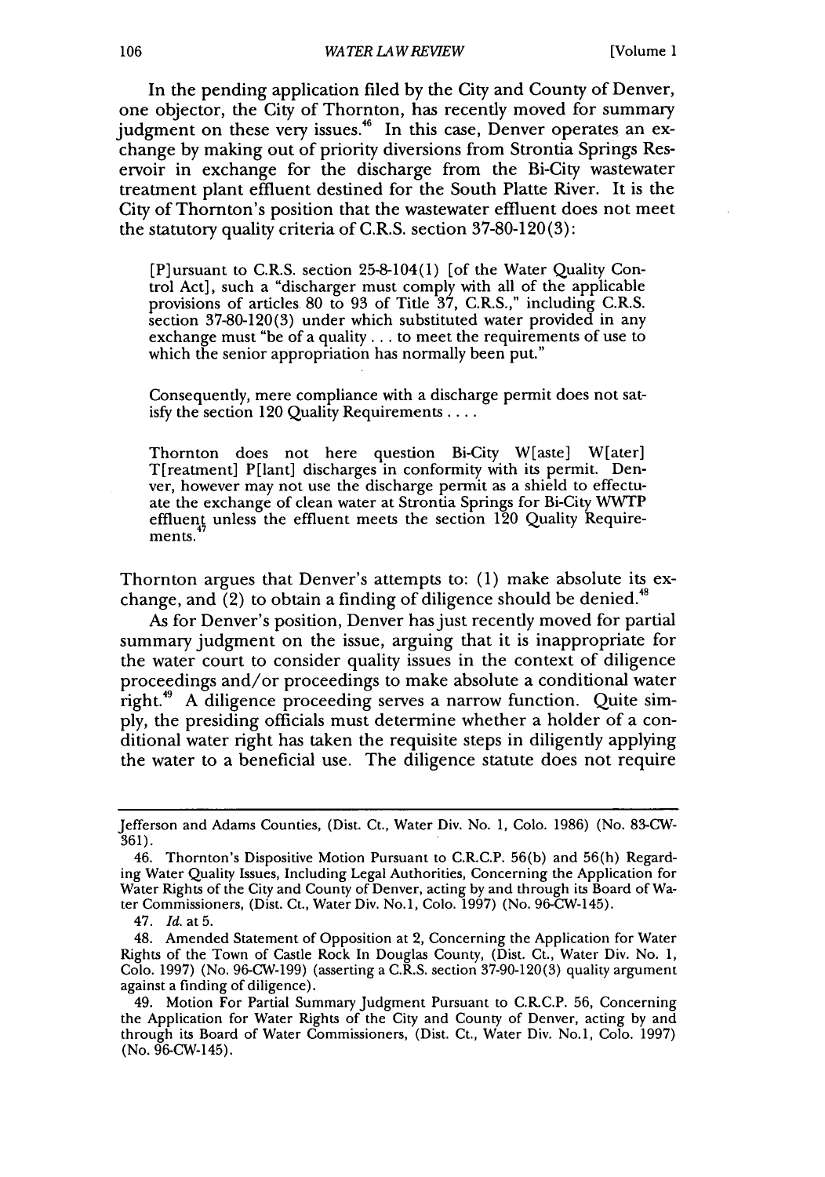In the pending application filed by the City and County of Denver, one objector, the City of Thornton, has recently moved for summary judgment on these very issues.[46] In this case, Denver operates an exchange by making out of priority diversions from Strontia Springs Reservoir in exchange for the discharge from the Bi-City wastewater treatment plant effluent destined for the South Platte River. It is the City of Thornton's position that the wastewater effluent does not meet the statutory quality criteria of C.R.S. section 37-80-120(3):

> [P]ursuant to C.R.S. section 25-8-104(1) [of the Water Quality Control Act], such a "discharger must comply with all of the applicable provisions of articles 80 to 93 of Title 37, C.R.S.," including C.R.S. section 37-80-120(3) under which substituted water provided in any exchange must "be of a quality . . . to meet the requirements of use to which the senior appropriation has normally been put."
>
> Consequently, mere compliance with a discharge permit does not satisfy the section 120 Quality Requirements . . . .
>
> Thornton does not here question Bi-City W[aste] W[ater] T[reatment] P[lant] discharges in conformity with its permit. Denver, however may not use the discharge permit as a shield to effectuate the exchange of clean water at Strontia Springs for Bi-City WWTP effluent unless the effluent meets the section 120 Quality Requirements.[47]

Thornton argues that Denver's attempts to: (1) make absolute its exchange, and (2) to obtain a finding of diligence should be denied.[48]

As for Denver's position, Denver has just recently moved for partial summary judgment on the issue, arguing that it is inappropriate for the water court to consider quality issues in the context of diligence proceedings and/or proceedings to make absolute a conditional water right.[49] A diligence proceeding serves a narrow function. Quite simply, the presiding officials must determine whether a holder of a conditional water right has taken the requisite steps in diligently applying the water to a beneficial use. The diligence statute does not require

---

Jefferson and Adams Counties, (Dist. Ct., Water Div. No. 1, Colo. 1986) (No. 83-CW-361).

46. Thornton's Dispositive Motion Pursuant to C.R.C.P. 56(b) and 56(h) Regarding Water Quality Issues, Including Legal Authorities, Concerning the Application for Water Rights of the City and County of Denver, acting by and through its Board of Water Commissioners, (Dist. Ct., Water Div. No.1, Colo. 1997) (No. 96-CW-145).

47. *Id.* at 5.

48. Amended Statement of Opposition at 2, Concerning the Application for Water Rights of the Town of Castle Rock In Douglas County, (Dist. Ct., Water Div. No. 1, Colo. 1997) (No. 96-CW-199) (asserting a C.R.S. section 37-90-120(3) quality argument against a finding of diligence).

49. Motion For Partial Summary Judgment Pursuant to C.R.C.P. 56, Concerning the Application for Water Rights of the City and County of Denver, acting by and through its Board of Water Commissioners, (Dist. Ct., Water Div. No.1, Colo. 1997) (No. 96-CW-145).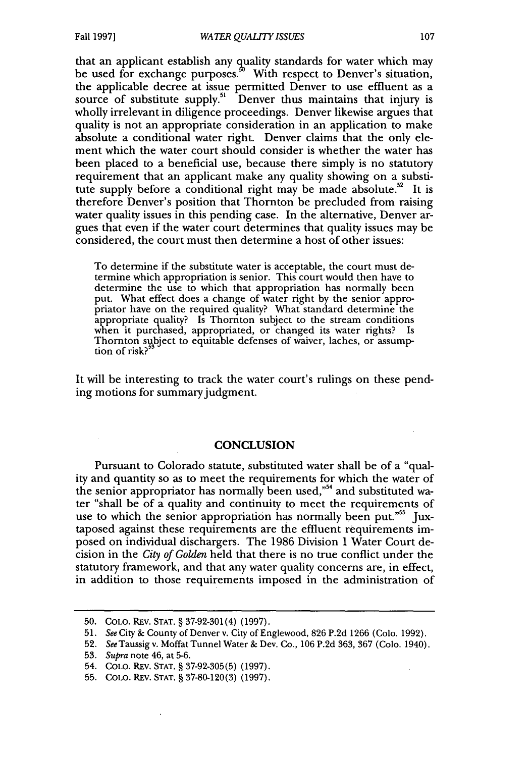that an applicant establish any quality standards for water which may be used for exchange purposes.[50] With respect to Denver's situation, the applicable decree at issue permitted Denver to use effluent as a source of substitute supply.[51] Denver thus maintains that injury is wholly irrelevant in diligence proceedings. Denver likewise argues that quality is not an appropriate consideration in an application to make absolute a conditional water right. Denver claims that the only element which the water court should consider is whether the water has been placed to a beneficial use, because there simply is no statutory requirement that an applicant make any quality showing on a substitute supply before a conditional right may be made absolute.[52] It is therefore Denver's position that Thornton be precluded from raising water quality issues in this pending case. In the alternative, Denver argues that even if the water court determines that quality issues may be considered, the court must then determine a host of other issues:

> To determine if the substitute water is acceptable, the court must determine which appropriation is senior. This court would then have to determine the use to which that appropriation has normally been put. What effect does a change of water right by the senior appropriator have on the required quality? What standard determine the appropriate quality? Is Thornton subject to the stream conditions when it purchased, appropriated, or changed its water rights? Is Thornton subject to equitable defenses of waiver, laches, or assumption of risk?[53]

It will be interesting to track the water court's rulings on these pending motions for summary judgment.

## CONCLUSION

Pursuant to Colorado statute, substituted water shall be of a "quality and quantity so as to meet the requirements for which the water of the senior appropriator has normally been used,"[54] and substituted water "shall be of a quality and continuity to meet the requirements of use to which the senior appropriation has normally been put."[55] Juxtaposed against these requirements are the effluent requirements imposed on individual dischargers. The 1986 Division 1 Water Court decision in the *City of Golden* held that there is no true conflict under the statutory framework, and that any water quality concerns are, in effect, in addition to those requirements imposed in the administration of

---

50. COLO. REV. STAT. § 37-92-301(4) (1997).

51. *See* City & County of Denver v. City of Englewood, 826 P.2d 1266 (Colo. 1992).

52. *See* Taussig v. Moffat Tunnel Water & Dev. Co., 106 P.2d 363, 367 (Colo. 1940).

53. *Supra* note 46, at 5-6.

54. COLO. REV. STAT. § 37-92-305(5) (1997).

55. COLO. REV. STAT. § 37-80-120(3) (1997).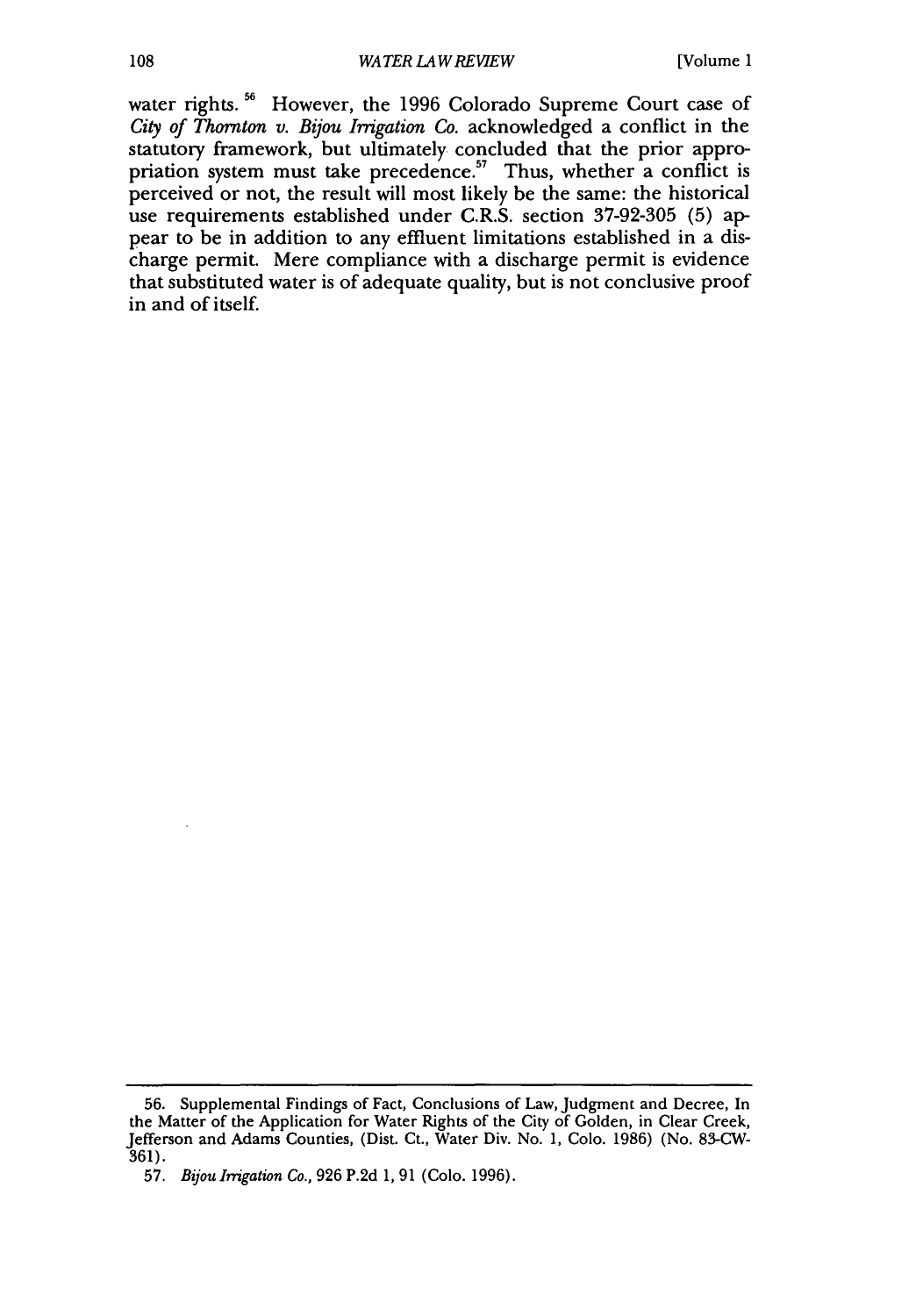water rights.[56] However, the 1996 Colorado Supreme Court case of *City of Thornton v. Bijou Irrigation Co.* acknowledged a conflict in the statutory framework, but ultimately concluded that the prior appropriation system must take precedence.[57] Thus, whether a conflict is perceived or not, the result will most likely be the same: the historical use requirements established under C.R.S. section 37-92-305 (5) appear to be in addition to any effluent limitations established in a discharge permit. Mere compliance with a discharge permit is evidence that substituted water is of adequate quality, but is not conclusive proof in and of itself.

---

56. Supplemental Findings of Fact, Conclusions of Law, Judgment and Decree, In the Matter of the Application for Water Rights of the City of Golden, in Clear Creek, Jefferson and Adams Counties, (Dist. Ct., Water Div. No. 1, Colo. 1986) (No. 83-CW-361).

57. *Bijou Irrigation Co.*, 926 P.2d 1, 91 (Colo. 1996).